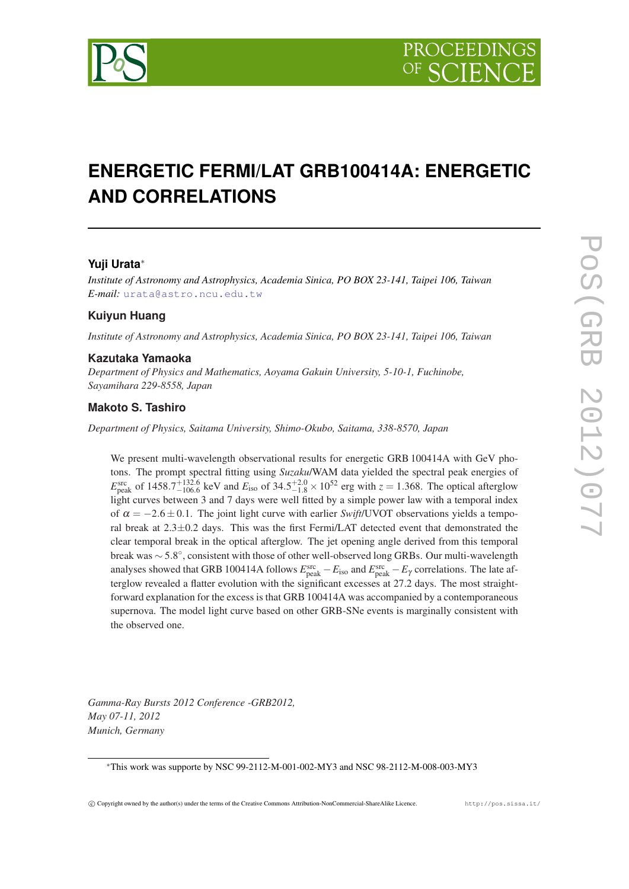# ENERGETIC FERMI/LAT GRB100414A: ENERGETIC AND CORRELATIONS

### Yuji Urata*

*Institute of Astronomy and Astrophysics, Academia Sinica, PO BOX 23-141, Taipei 106, Taiwan*
*E-mail:* urata@astro.ncu.edu.tw

### Kuiyun Huang

*Institute of Astronomy and Astrophysics, Academia Sinica, PO BOX 23-141, Taipei 106, Taiwan*

### Kazutaka Yamaoka

*Department of Physics and Mathematics, Aoyama Gakuin University, 5-10-1, Fuchinobe, Sayamihara 229-8558, Japan*

### Makoto S. Tashiro

*Department of Physics, Saitama University, Shimo-Okubo, Saitama, 338-8570, Japan*

We present multi-wavelength observational results for energetic GRB 100414A with GeV photons. The prompt spectral fitting using *Suzaku*/WAM data yielded the spectral peak energies of $E_{\rm peak}^{\rm src}$ of $1458.7^{+132.6}_{-106.6}$ keV and $E_{\rm iso}$ of $34.5^{+2.0}_{-1.8} \times 10^{52}$ erg with $z = 1.368$. The optical afterglow light curves between 3 and 7 days were well fitted by a simple power law with a temporal index of $\alpha = -2.6 \pm 0.1$. The joint light curve with earlier *Swift*/UVOT observations yields a temporal break at $2.3 \pm 0.2$ days. This was the first Fermi/LAT detected event that demonstrated the clear temporal break in the optical afterglow. The jet opening angle derived from this temporal break was $\sim 5.8^{\circ}$, consistent with those of other well-observed long GRBs. Our multi-wavelength analyses showed that GRB 100414A follows $E_{\rm peak}^{\rm src} - E_{\rm iso}$ and $E_{\rm peak}^{\rm src} - E_{\gamma}$ correlations. The late afterglow revealed a flatter evolution with the significant excesses at 27.2 days. The most straightforward explanation for the excess is that GRB 100414A was accompanied by a contemporaneous supernova. The model light curve based on other GRB-SNe events is marginally consistent with the observed one.

*Gamma-Ray Bursts 2012 Conference -GRB2012,*
*May 07-11, 2012*
*Munich, Germany*

*This work was supported by NSC 99-2112-M-001-002-MY3 and NSC 98-2112-M-008-003-MY3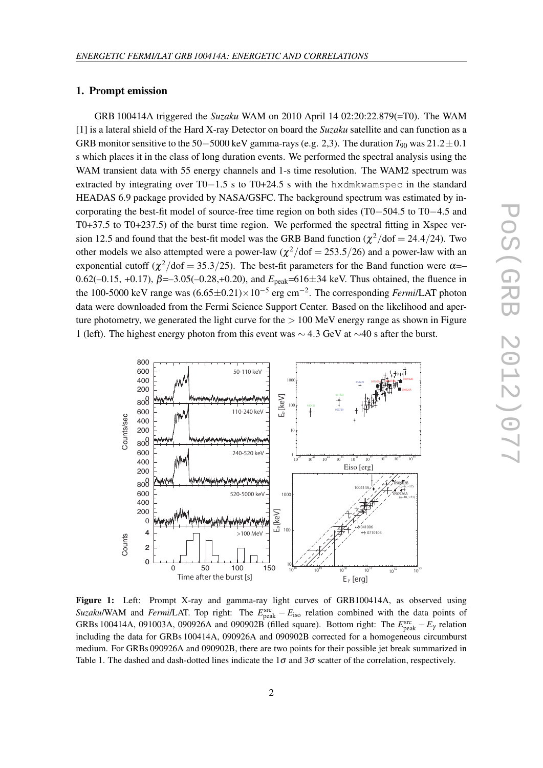## 1. Prompt emission

GRB 100414A triggered the *Suzaku* WAM on 2010 April 14 02:20:22.879(=T0). The WAM [1] is a lateral shield of the Hard X-ray Detector on board the *Suzaku* satellite and can function as a GRB monitor sensitive to the 50−5000 keV gamma-rays (e.g. 2,3). The duration $T_{90}$ was $21.2 \pm 0.1$ s which places it in the class of long duration events. We performed the spectral analysis using the WAM transient data with 55 energy channels and 1-s time resolution. The WAM2 spectrum was extracted by integrating over T0−1.5 s to T0+24.5 s with the `hxdmkwamspec` in the standard HEADAS 6.9 package provided by NASA/GSFC. The background spectrum was estimated by incorporating the best-fit model of source-free time region on both sides (T0−504.5 to T0−4.5 and T0+37.5 to T0+237.5) of the burst time region. We performed the spectral fitting in Xspec version 12.5 and found that the best-fit model was the GRB Band function ($\chi^2/\mathrm{dof} = 24.4/24$). Two other models we also attempted were a power-law ($\chi^2/\mathrm{dof} = 253.5/26$) and a power-law with an exponential cutoff ($\chi^2/\mathrm{dof} = 35.3/25$). The best-fit parameters for the Band function were $\alpha$=–0.62(–0.15, +0.17), $\beta$=–3.05(–0.28,+0.20), and $E_{\mathrm{peak}}$=616±34 keV. Thus obtained, the fluence in the 100-5000 keV range was $(6.65 \pm 0.21) \times 10^{-5}$ erg cm$^{-2}$. The corresponding *Fermi*/LAT photon data were downloaded from the Fermi Science Support Center. Based on the likelihood and aperture photometry, we generated the light curve for the > 100 MeV energy range as shown in Figure 1 (left). The highest energy photon from this event was ∼ 4.3 GeV at ∼40 s after the burst.

**Figure 1:** Left: Prompt X-ray and gamma-ray light curves of GRB100414A, as observed using *Suzaku*/WAM and *Fermi*/LAT. Top right: The $E^{\mathrm{src}}_{\mathrm{peak}} - E_{\mathrm{iso}}$ relation combined with the data points of GRBs 100414A, 091003A, 090926A and 090902B (filled square). Bottom right: The $E^{\mathrm{src}}_{\mathrm{peak}} - E_{\gamma}$ relation including the data for GRBs 100414A, 090926A and 090902B corrected for a homogeneous circumburst medium. For GRBs 090926A and 090902B, there are two points for their possible jet break summarized in Table 1. The dashed and dash-dotted lines indicate the $1\sigma$ and $3\sigma$ scatter of the correlation, respectively.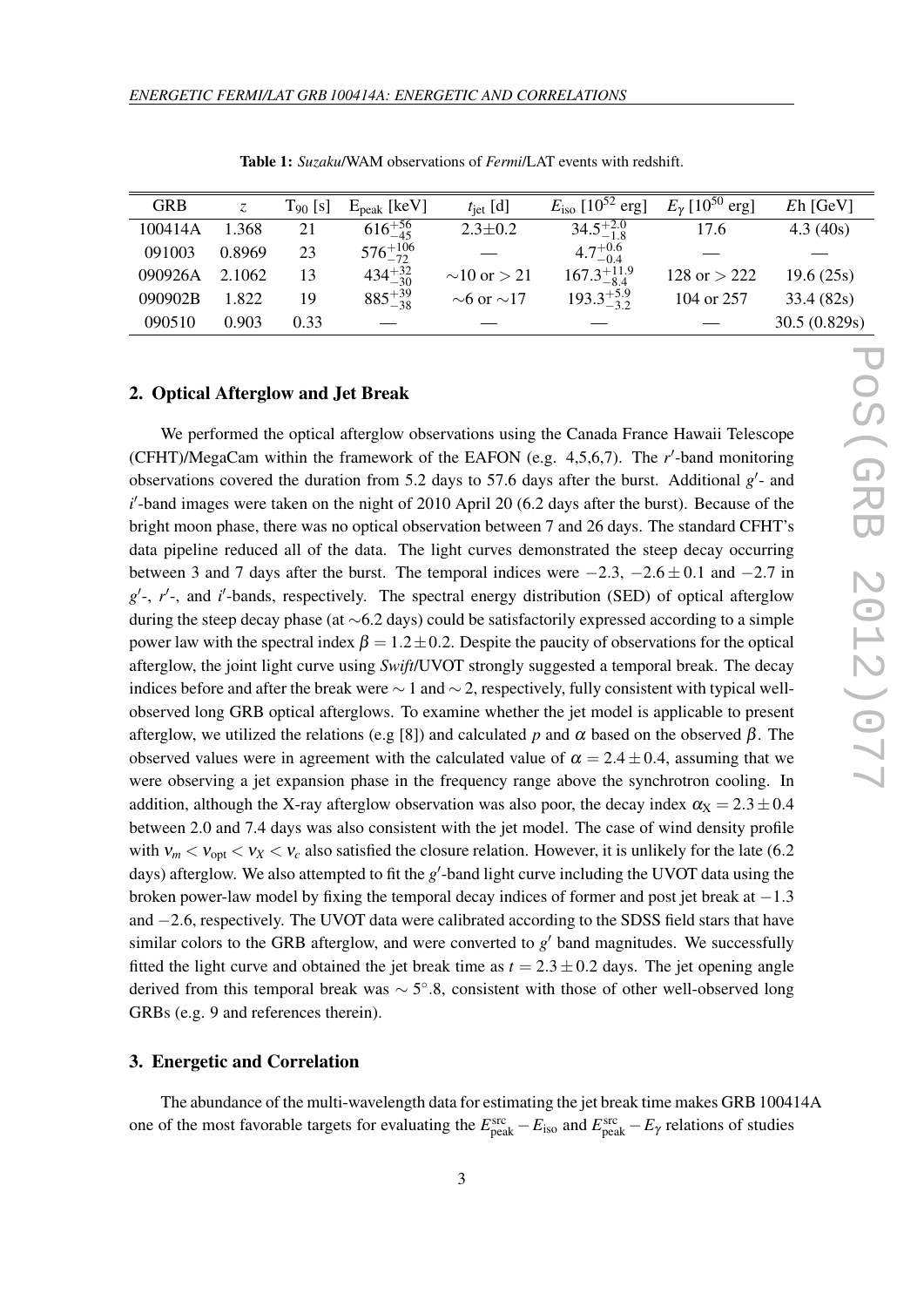**Table 1:** *Suzaku*/WAM observations of *Fermi*/LAT events with redshift.

| GRB | $z$ | $T_{90}$ [s] | $E_{peak}$ [keV] | $t_{jet}$ [d] | $E_{iso}$ [$10^{52}$ erg] | $E_{\gamma}$ [$10^{50}$ erg] | $E$h [GeV] |
|---|---|---|---|---|---|---|---|
| 100414A | 1.368 | 21 | $616^{+56}_{-45}$ | $2.3\pm0.2$ | $34.5^{+2.0}_{-1.8}$ | 17.6 | 4.3 (40s) |
| 091003 | 0.8969 | 23 | $576^{+106}_{-72}$ | — | $4.7^{+0.6}_{-0.4}$ | — | — |
| 090926A | 2.1062 | 13 | $434^{+32}_{-30}$ | $\sim$10 or $>21$ | $167.3^{+11.9}_{-8.4}$ | 128 or $>222$ | 19.6 (25s) |
| 090902B | 1.822 | 19 | $885^{+39}_{-38}$ | $\sim$6 or $\sim$17 | $193.3^{+5.9}_{-3.2}$ | 104 or 257 | 33.4 (82s) |
| 090510 | 0.903 | 0.33 | — | — | — | — | 30.5 (0.829s) |

## 2. Optical Afterglow and Jet Break

We performed the optical afterglow observations using the Canada France Hawaii Telescope (CFHT)/MegaCam within the framework of the EAFON (e.g. 4,5,6,7). The $r'$-band monitoring observations covered the duration from 5.2 days to 57.6 days after the burst. Additional $g'$- and $i'$-band images were taken on the night of 2010 April 20 (6.2 days after the burst). Because of the bright moon phase, there was no optical observation between 7 and 26 days. The standard CFHT's data pipeline reduced all of the data. The light curves demonstrated the steep decay occurring between 3 and 7 days after the burst. The temporal indices were $-2.3$, $-2.6\pm0.1$ and $-2.7$ in $g'$-, $r'$-, and $i'$-bands, respectively. The spectral energy distribution (SED) of optical afterglow during the steep decay phase (at $\sim$6.2 days) could be satisfactorily expressed according to a simple power law with the spectral index $\beta = 1.2\pm0.2$. Despite the paucity of observations for the optical afterglow, the joint light curve using *Swift*/UVOT strongly suggested a temporal break. The decay indices before and after the break were $\sim 1$ and $\sim 2$, respectively, fully consistent with typical well-observed long GRB optical afterglows. To examine whether the jet model is applicable to present afterglow, we utilized the relations (e.g [8]) and calculated $p$ and $\alpha$ based on the observed $\beta$. The observed values were in agreement with the calculated value of $\alpha = 2.4\pm0.4$, assuming that we were observing a jet expansion phase in the frequency range above the synchrotron cooling. In addition, although the X-ray afterglow observation was also poor, the decay index $\alpha_X = 2.3\pm0.4$ between 2.0 and 7.4 days was also consistent with the jet model. The case of wind density profile with $\nu_m < \nu_{\rm opt} < \nu_X < \nu_c$ also satisfied the closure relation. However, it is unlikely for the late (6.2 days) afterglow. We also attempted to fit the $g'$-band light curve including the UVOT data using the broken power-law model by fixing the temporal decay indices of former and post jet break at $-1.3$ and $-2.6$, respectively. The UVOT data were calibrated according to the SDSS field stars that have similar colors to the GRB afterglow, and were converted to $g'$ band magnitudes. We successfully fitted the light curve and obtained the jet break time as $t = 2.3\pm0.2$ days. The jet opening angle derived from this temporal break was $\sim 5^{\circ}.8$, consistent with those of other well-observed long GRBs (e.g. 9 and references therein).

## 3. Energetic and Correlation

The abundance of the multi-wavelength data for estimating the jet break time makes GRB 100414A one of the most favorable targets for evaluating the $E^{\rm src}_{\rm peak} - E_{\rm iso}$ and $E^{\rm src}_{\rm peak} - E_{\gamma}$ relations of studies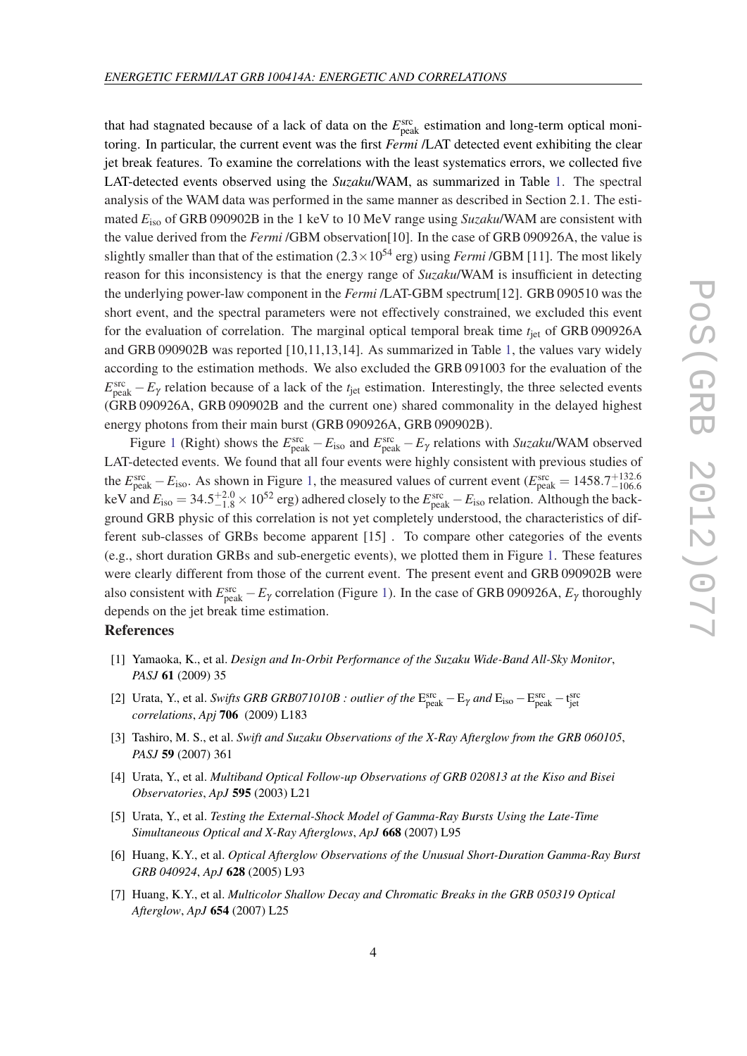that had stagnated because of a lack of data on the $E_{\rm peak}^{\rm src}$ estimation and long-term optical monitoring. In particular, the current event was the first *Fermi* /LAT detected event exhibiting the clear jet break features. To examine the correlations with the least systematics errors, we collected five LAT-detected events observed using the *Suzaku*/WAM, as summarized in Table 1. The spectral analysis of the WAM data was performed in the same manner as described in Section 2.1. The estimated $E_{\rm iso}$ of GRB 090902B in the 1 keV to 10 MeV range using *Suzaku*/WAM are consistent with the value derived from the *Fermi* /GBM observation[10]. In the case of GRB 090926A, the value is slightly smaller than that of the estimation ($2.3\times10^{54}$ erg) using *Fermi* /GBM [11]. The most likely reason for this inconsistency is that the energy range of *Suzaku*/WAM is insufficient in detecting the underlying power-law component in the *Fermi* /LAT-GBM spectrum[12]. GRB 090510 was the short event, and the spectral parameters were not effectively constrained, we excluded this event for the evaluation of correlation. The marginal optical temporal break time $t_{\rm jet}$ of GRB 090926A and GRB 090902B was reported [10,11,13,14]. As summarized in Table 1, the values vary widely according to the estimation methods. We also excluded the GRB 091003 for the evaluation of the $E_{\rm peak}^{\rm src}-E_{\gamma}$ relation because of a lack of the $t_{\rm jet}$ estimation. Interestingly, the three selected events (GRB 090926A, GRB 090902B and the current one) shared commonality in the delayed highest energy photons from their main burst (GRB 090926A, GRB 090902B).

Figure 1 (Right) shows the $E_{\rm peak}^{\rm src}-E_{\rm iso}$ and $E_{\rm peak}^{\rm src}-E_{\gamma}$ relations with *Suzaku*/WAM observed LAT-detected events. We found that all four events were highly consistent with previous studies of the $E_{\rm peak}^{\rm src}-E_{\rm iso}$. As shown in Figure 1, the measured values of current event ($E_{\rm peak}^{\rm src}=1458.7^{+132.6}_{-106.6}$ keV and $E_{\rm iso}=34.5^{+2.0}_{-1.8}\times10^{52}$ erg) adhered closely to the $E_{\rm peak}^{\rm src}-E_{\rm iso}$ relation. Although the background GRB physic of this correlation is not yet completely understood, the characteristics of different sub-classes of GRBs become apparent [15] . To compare other categories of the events (e.g., short duration GRBs and sub-energetic events), we plotted them in Figure 1. These features were clearly different from those of the current event. The present event and GRB 090902B were also consistent with $E_{\rm peak}^{\rm src}-E_{\gamma}$ correlation (Figure 1). In the case of GRB 090926A, $E_{\gamma}$ thoroughly depends on the jet break time estimation.

## References

[1] Yamaoka, K., et al. *Design and In-Orbit Performance of the Suzaku Wide-Band All-Sky Monitor*, *PASJ* **61** (2009) 35

[2] Urata, Y., et al. *Swifts GRB GRB071010B : outlier of the $\mathrm{E}_{\rm peak}^{\rm src}-\mathrm{E}_{\gamma}$ and $\mathrm{E}_{\rm iso}-\mathrm{E}_{\rm peak}^{\rm src}-\mathrm{t}_{\rm jet}^{\rm src}$ correlations*, *Apj* **706** (2009) L183

[3] Tashiro, M. S., et al. *Swift and Suzaku Observations of the X-Ray Afterglow from the GRB 060105*, *PASJ* **59** (2007) 361

[4] Urata, Y., et al. *Multiband Optical Follow-up Observations of GRB 020813 at the Kiso and Bisei Observatories*, *ApJ* **595** (2003) L21

[5] Urata, Y., et al. *Testing the External-Shock Model of Gamma-Ray Bursts Using the Late-Time Simultaneous Optical and X-Ray Afterglows*, *ApJ* **668** (2007) L95

[6] Huang, K.Y., et al. *Optical Afterglow Observations of the Unusual Short-Duration Gamma-Ray Burst GRB 040924*, *ApJ* **628** (2005) L93

[7] Huang, K.Y., et al. *Multicolor Shallow Decay and Chromatic Breaks in the GRB 050319 Optical Afterglow*, *ApJ* **654** (2007) L25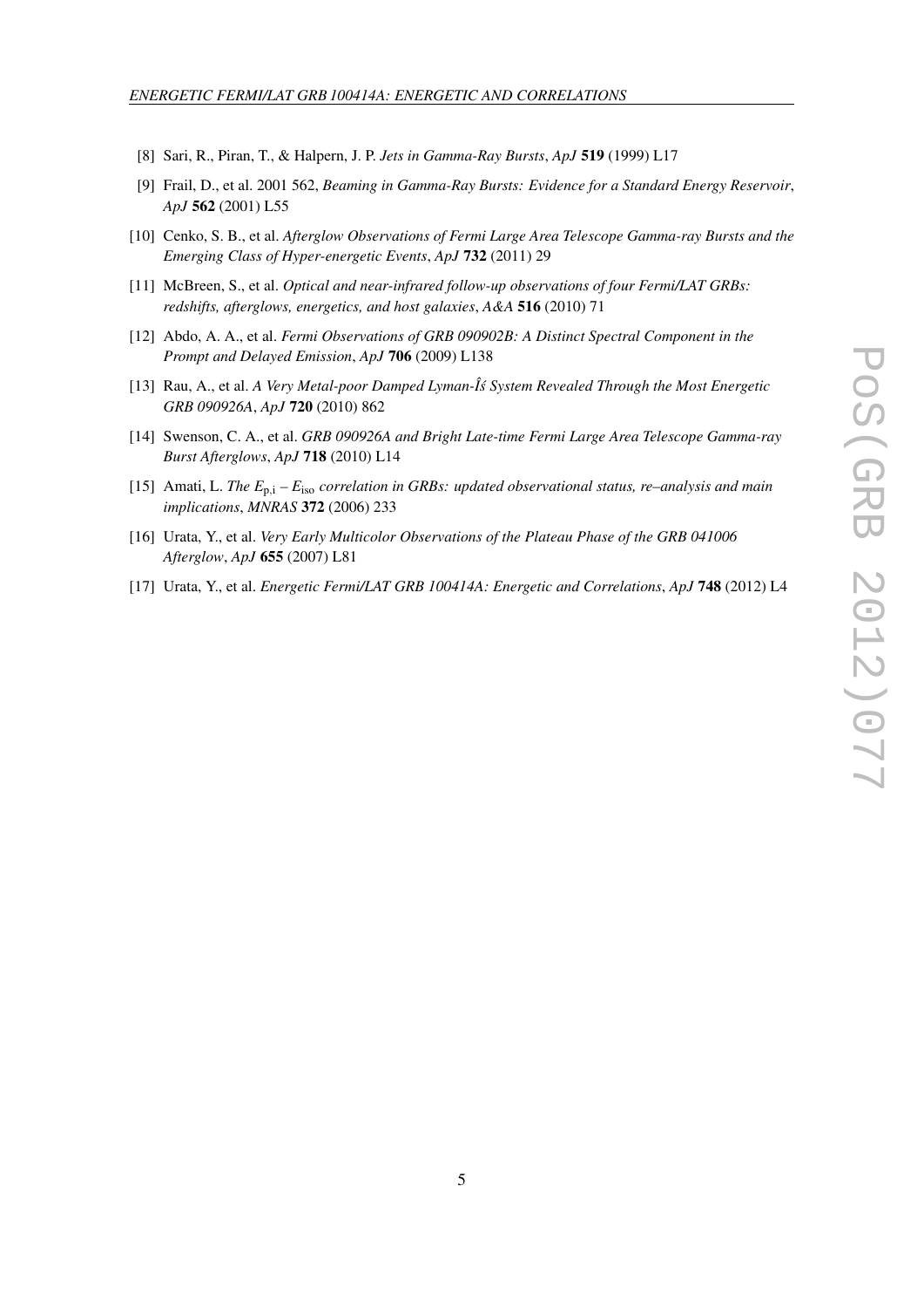[8] Sari, R., Piran, T., & Halpern, J. P. *Jets in Gamma-Ray Bursts*, *ApJ* **519** (1999) L17

[9] Frail, D., et al. 2001 562, *Beaming in Gamma-Ray Bursts: Evidence for a Standard Energy Reservoir*, *ApJ* **562** (2001) L55

[10] Cenko, S. B., et al. *Afterglow Observations of Fermi Large Area Telescope Gamma-ray Bursts and the Emerging Class of Hyper-energetic Events*, *ApJ* **732** (2011) 29

[11] McBreen, S., et al. *Optical and near-infrared follow-up observations of four Fermi/LAT GRBs: redshifts, afterglows, energetics, and host galaxies*, *A&A* **516** (2010) 71

[12] Abdo, A. A., et al. *Fermi Observations of GRB 090902B: A Distinct Spectral Component in the Prompt and Delayed Emission*, *ApJ* **706** (2009) L138

[13] Rau, A., et al. *A Very Metal-poor Damped Lyman-Îś System Revealed Through the Most Energetic GRB 090926A*, *ApJ* **720** (2010) 862

[14] Swenson, C. A., et al. *GRB 090926A and Bright Late-time Fermi Large Area Telescope Gamma-ray Burst Afterglows*, *ApJ* **718** (2010) L14

[15] Amati, L. *The $E_{\rm p,i}$ – $E_{\rm iso}$ correlation in GRBs: updated observational status, re–analysis and main implications*, *MNRAS* **372** (2006) 233

[16] Urata, Y., et al. *Very Early Multicolor Observations of the Plateau Phase of the GRB 041006 Afterglow*, *ApJ* **655** (2007) L81

[17] Urata, Y., et al. *Energetic Fermi/LAT GRB 100414A: Energetic and Correlations*, *ApJ* **748** (2012) L4